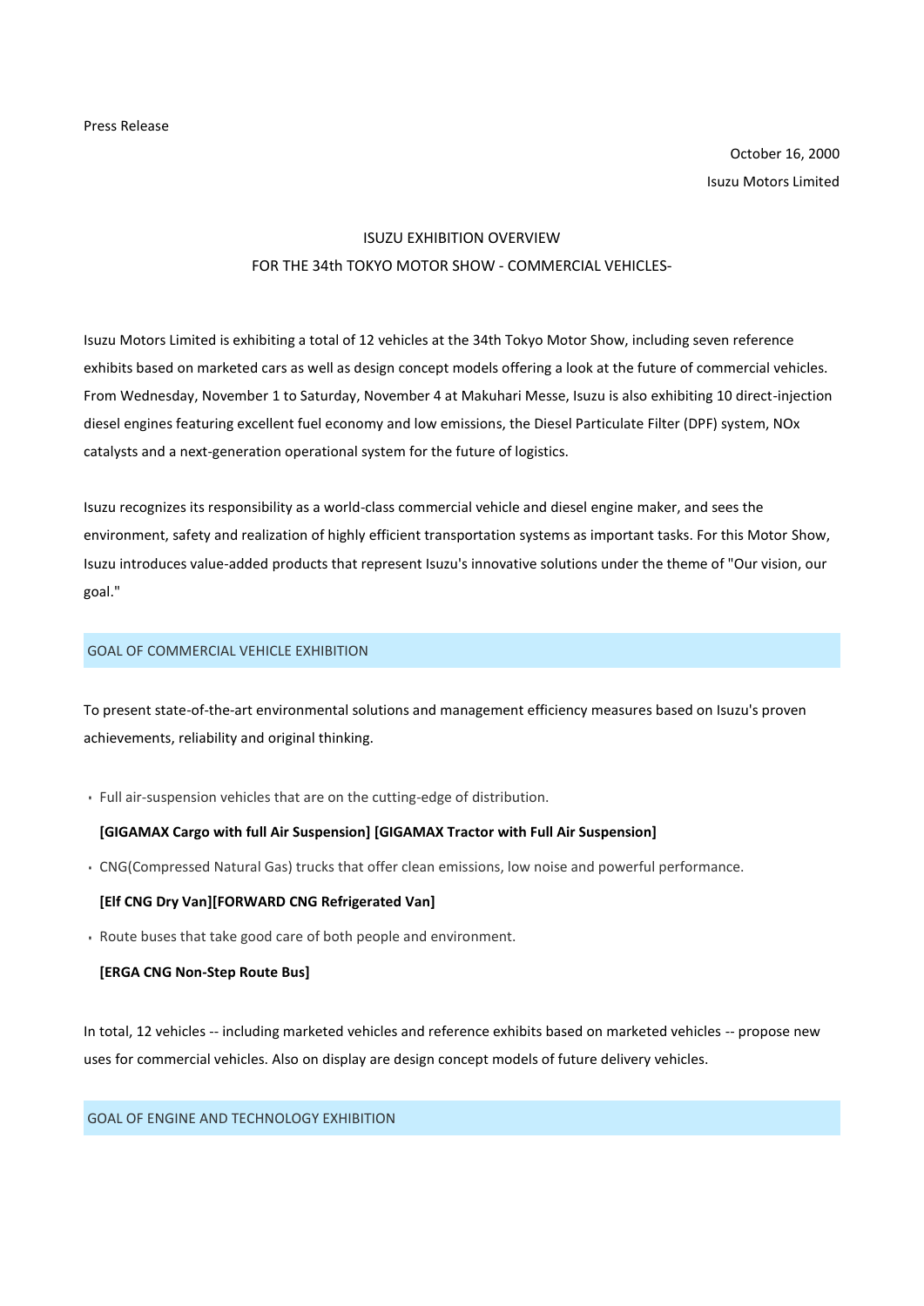Press Release

October 16, 2000

Isuzu Motors Limited

# ISUZU EXHIBITION OVERVIEW
# FOR THE 34th TOKYO MOTOR SHOW - COMMERCIAL VEHICLES-

Isuzu Motors Limited is exhibiting a total of 12 vehicles at the 34th Tokyo Motor Show, including seven reference exhibits based on marketed cars as well as design concept models offering a look at the future of commercial vehicles. From Wednesday, November 1 to Saturday, November 4 at Makuhari Messe, Isuzu is also exhibiting 10 direct-injection diesel engines featuring excellent fuel economy and low emissions, the Diesel Particulate Filter (DPF) system, NOx catalysts and a next-generation operational system for the future of logistics.

Isuzu recognizes its responsibility as a world-class commercial vehicle and diesel engine maker, and sees the environment, safety and realization of highly efficient transportation systems as important tasks. For this Motor Show, Isuzu introduces value-added products that represent Isuzu's innovative solutions under the theme of "Our vision, our goal."

## GOAL OF COMMERCIAL VEHICLE EXHIBITION

To present state-of-the-art environmental solutions and management efficiency measures based on Isuzu's proven achievements, reliability and original thinking.

- Full air-suspension vehicles that are on the cutting-edge of distribution.

  **[GIGAMAX Cargo with full Air Suspension] [GIGAMAX Tractor with Full Air Suspension]**

- CNG(Compressed Natural Gas) trucks that offer clean emissions, low noise and powerful performance.

  **[Elf CNG Dry Van][FORWARD CNG Refrigerated Van]**

- Route buses that take good care of both people and environment.

  **[ERGA CNG Non-Step Route Bus]**

In total, 12 vehicles -- including marketed vehicles and reference exhibits based on marketed vehicles -- propose new uses for commercial vehicles. Also on display are design concept models of future delivery vehicles.

## GOAL OF ENGINE AND TECHNOLOGY EXHIBITION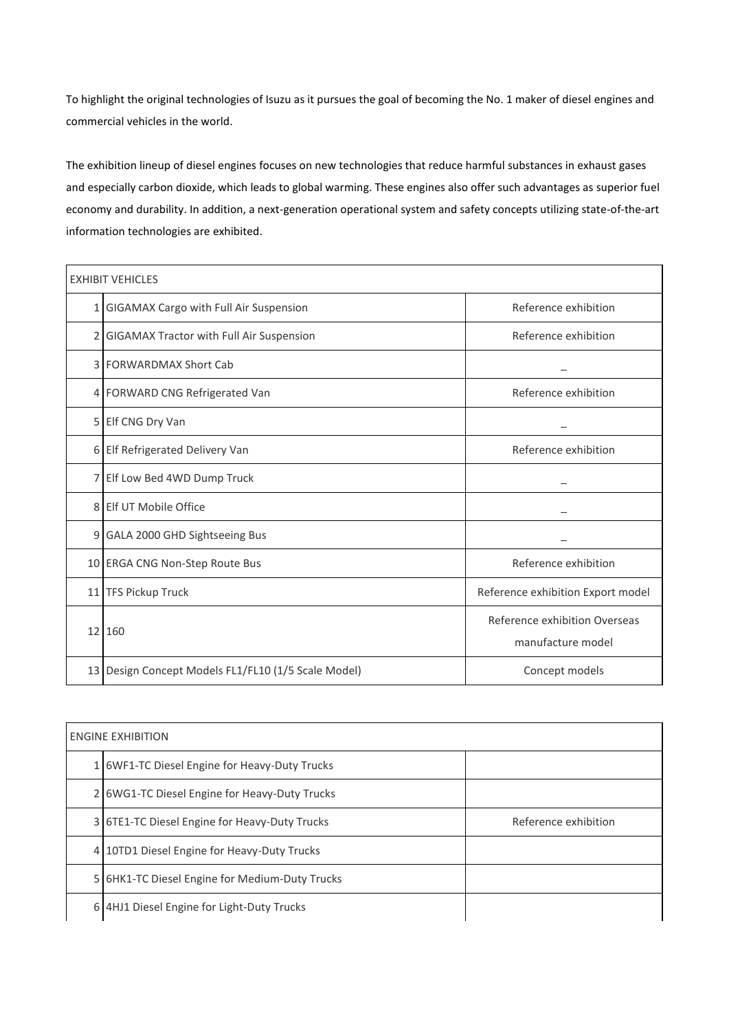To highlight the original technologies of Isuzu as it pursues the goal of becoming the No. 1 maker of diesel engines and commercial vehicles in the world.

The exhibition lineup of diesel engines focuses on new technologies that reduce harmful substances in exhaust gases and especially carbon dioxide, which leads to global warming. These engines also offer such advantages as superior fuel economy and durability. In addition, a next-generation operational system and safety concepts utilizing state-of-the-art information technologies are exhibited.

| EXHIBIT VEHICLES | | |
|---|---|---|
| 1 | GIGAMAX Cargo with Full Air Suspension | Reference exhibition |
| 2 | GIGAMAX Tractor with Full Air Suspension | Reference exhibition |
| 3 | FORWARDMAX Short Cab | _ |
| 4 | FORWARD CNG Refrigerated Van | Reference exhibition |
| 5 | Elf CNG Dry Van | _ |
| 6 | Elf Refrigerated Delivery Van | Reference exhibition |
| 7 | Elf Low Bed 4WD Dump Truck | _ |
| 8 | Elf UT Mobile Office | _ |
| 9 | GALA 2000 GHD Sightseeing Bus | _ |
| 10 | ERGA CNG Non-Step Route Bus | Reference exhibition |
| 11 | TFS Pickup Truck | Reference exhibition Export model |
| 12 | 160 | Reference exhibition Overseas manufacture model |
| 13 | Design Concept Models FL1/FL10 (1/5 Scale Model) | Concept models |

| ENGINE EXHIBITION | | |
|---|---|---|
| 1 | 6WF1-TC Diesel Engine for Heavy-Duty Trucks | |
| 2 | 6WG1-TC Diesel Engine for Heavy-Duty Trucks | |
| 3 | 6TE1-TC Diesel Engine for Heavy-Duty Trucks | Reference exhibition |
| 4 | 10TD1 Diesel Engine for Heavy-Duty Trucks | |
| 5 | 6HK1-TC Diesel Engine for Medium-Duty Trucks | |
| 6 | 4HJ1 Diesel Engine for Light-Duty Trucks | |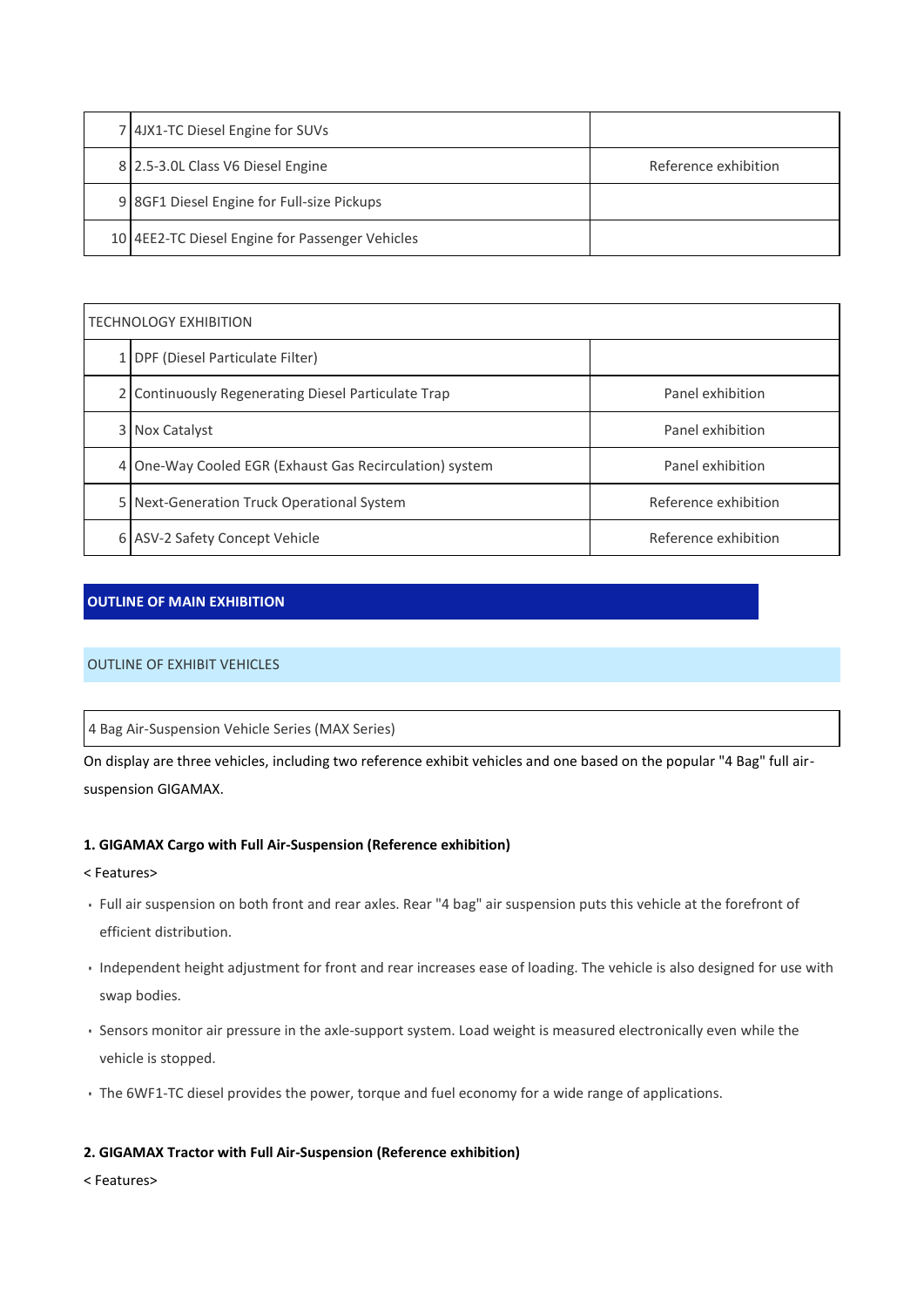| | | |
|---|---|---|
| 7 | 4JX1-TC Diesel Engine for SUVs | |
| 8 | 2.5-3.0L Class V6 Diesel Engine | Reference exhibition |
| 9 | 8GF1 Diesel Engine for Full-size Pickups | |
| 10 | 4EE2-TC Diesel Engine for Passenger Vehicles | |

| TECHNOLOGY EXHIBITION | | |
|---|---|---|
| 1 | DPF (Diesel Particulate Filter) | |
| 2 | Continuously Regenerating Diesel Particulate Trap | Panel exhibition |
| 3 | Nox Catalyst | Panel exhibition |
| 4 | One-Way Cooled EGR (Exhaust Gas Recirculation) system | Panel exhibition |
| 5 | Next-Generation Truck Operational System | Reference exhibition |
| 6 | ASV-2 Safety Concept Vehicle | Reference exhibition |

## OUTLINE OF MAIN EXHIBITION

### OUTLINE OF EXHIBIT VEHICLES

#### 4 Bag Air-Suspension Vehicle Series (MAX Series)

On display are three vehicles, including two reference exhibit vehicles and one based on the popular "4 Bag" full air-suspension GIGAMAX.

**1. GIGAMAX Cargo with Full Air-Suspension (Reference exhibition)**

< Features>

- Full air suspension on both front and rear axles. Rear "4 bag" air suspension puts this vehicle at the forefront of efficient distribution.
- Independent height adjustment for front and rear increases ease of loading. The vehicle is also designed for use with swap bodies.
- Sensors monitor air pressure in the axle-support system. Load weight is measured electronically even while the vehicle is stopped.
- The 6WF1-TC diesel provides the power, torque and fuel economy for a wide range of applications.

**2. GIGAMAX Tractor with Full Air-Suspension (Reference exhibition)**

< Features>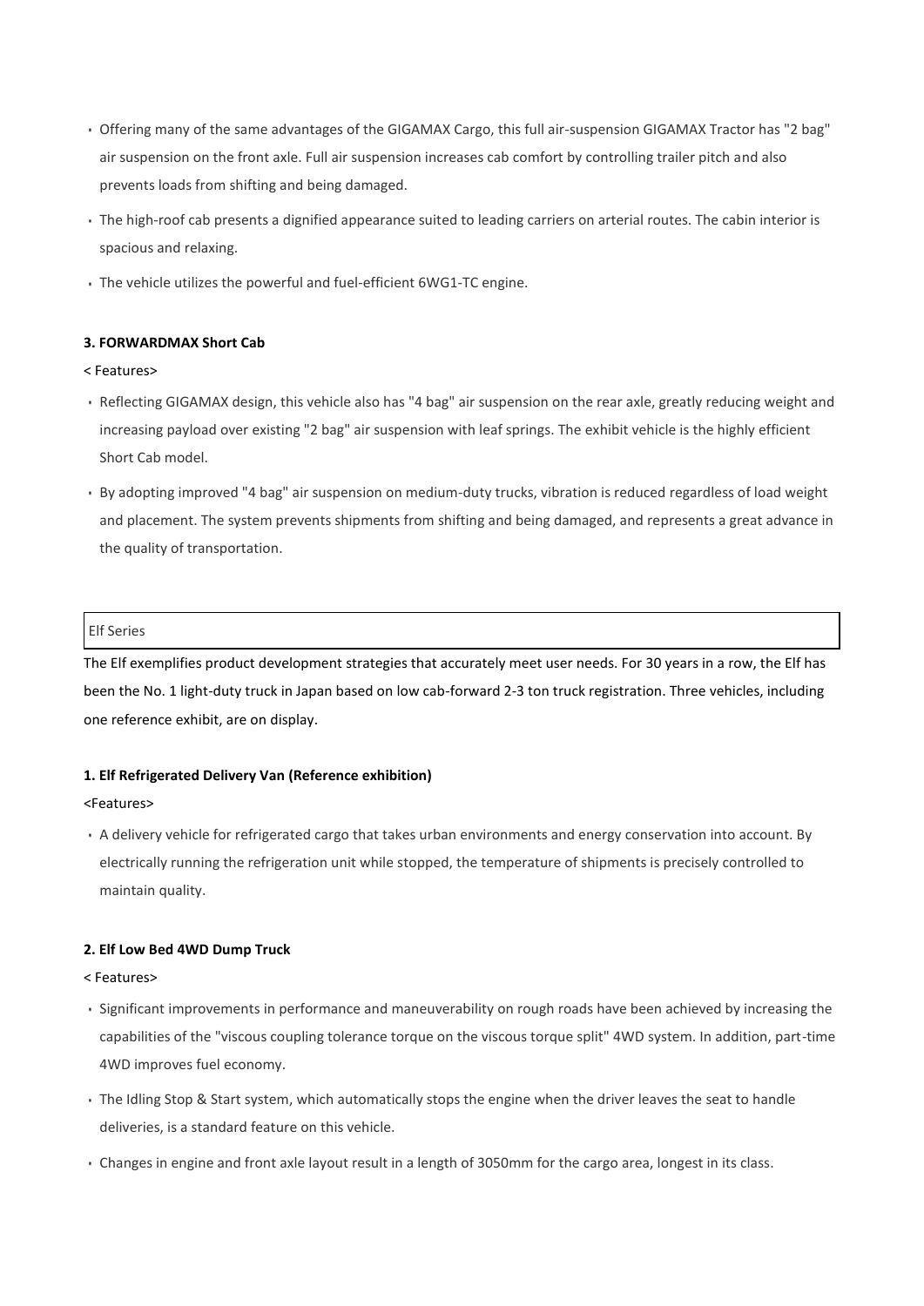- Offering many of the same advantages of the GIGAMAX Cargo, this full air-suspension GIGAMAX Tractor has "2 bag" air suspension on the front axle. Full air suspension increases cab comfort by controlling trailer pitch and also prevents loads from shifting and being damaged.
- The high-roof cab presents a dignified appearance suited to leading carriers on arterial routes. The cabin interior is spacious and relaxing.
- The vehicle utilizes the powerful and fuel-efficient 6WG1-TC engine.

**3. FORWARDMAX Short Cab**

< Features>

- Reflecting GIGAMAX design, this vehicle also has "4 bag" air suspension on the rear axle, greatly reducing weight and increasing payload over existing "2 bag" air suspension with leaf springs. The exhibit vehicle is the highly efficient Short Cab model.
- By adopting improved "4 bag" air suspension on medium-duty trucks, vibration is reduced regardless of load weight and placement. The system prevents shipments from shifting and being damaged, and represents a great advance in the quality of transportation.

## Elf Series

The Elf exemplifies product development strategies that accurately meet user needs. For 30 years in a row, the Elf has been the No. 1 light-duty truck in Japan based on low cab-forward 2-3 ton truck registration. Three vehicles, including one reference exhibit, are on display.

**1. Elf Refrigerated Delivery Van (Reference exhibition)**

<Features>

- A delivery vehicle for refrigerated cargo that takes urban environments and energy conservation into account. By electrically running the refrigeration unit while stopped, the temperature of shipments is precisely controlled to maintain quality.

**2. Elf Low Bed 4WD Dump Truck**

< Features>

- Significant improvements in performance and maneuverability on rough roads have been achieved by increasing the capabilities of the "viscous coupling tolerance torque on the viscous torque split" 4WD system. In addition, part-time 4WD improves fuel economy.
- The Idling Stop & Start system, which automatically stops the engine when the driver leaves the seat to handle deliveries, is a standard feature on this vehicle.
- Changes in engine and front axle layout result in a length of 3050mm for the cargo area, longest in its class.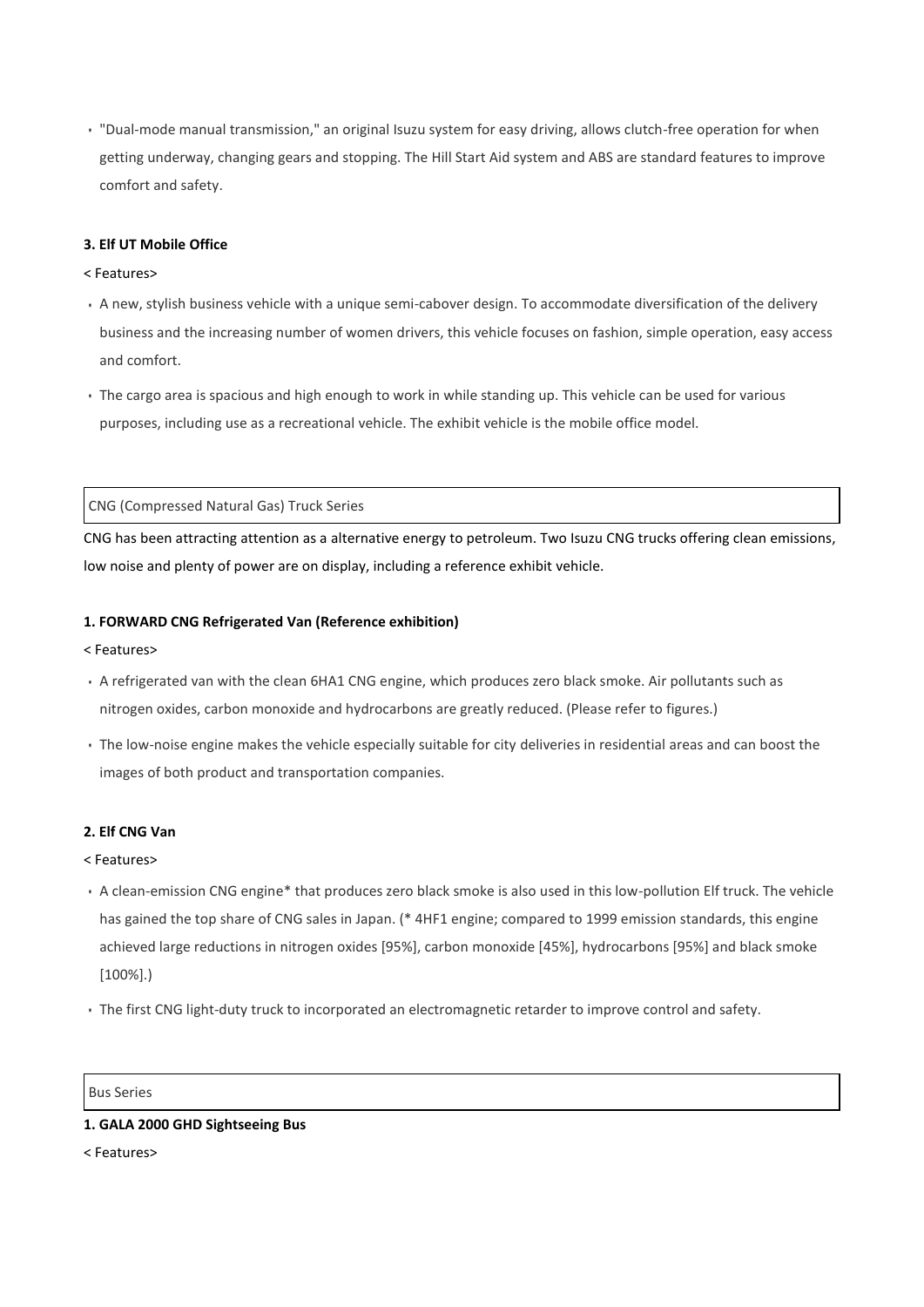- "Dual-mode manual transmission," an original Isuzu system for easy driving, allows clutch-free operation for when getting underway, changing gears and stopping. The Hill Start Aid system and ABS are standard features to improve comfort and safety.

**3. Elf UT Mobile Office**

< Features>

- A new, stylish business vehicle with a unique semi-cabover design. To accommodate diversification of the delivery business and the increasing number of women drivers, this vehicle focuses on fashion, simple operation, easy access and comfort.
- The cargo area is spacious and high enough to work in while standing up. This vehicle can be used for various purposes, including use as a recreational vehicle. The exhibit vehicle is the mobile office model.

| CNG (Compressed Natural Gas) Truck Series |
| --- |

CNG has been attracting attention as a alternative energy to petroleum. Two Isuzu CNG trucks offering clean emissions, low noise and plenty of power are on display, including a reference exhibit vehicle.

**1. FORWARD CNG Refrigerated Van (Reference exhibition)**

< Features>

- A refrigerated van with the clean 6HA1 CNG engine, which produces zero black smoke. Air pollutants such as nitrogen oxides, carbon monoxide and hydrocarbons are greatly reduced. (Please refer to figures.)
- The low-noise engine makes the vehicle especially suitable for city deliveries in residential areas and can boost the images of both product and transportation companies.

**2. Elf CNG Van**

< Features>

- A clean-emission CNG engine* that produces zero black smoke is also used in this low-pollution Elf truck. The vehicle has gained the top share of CNG sales in Japan. (* 4HF1 engine; compared to 1999 emission standards, this engine achieved large reductions in nitrogen oxides [95%], carbon monoxide [45%], hydrocarbons [95%] and black smoke [100%].)
- The first CNG light-duty truck to incorporated an electromagnetic retarder to improve control and safety.

| Bus Series |
| --- |

**1. GALA 2000 GHD Sightseeing Bus**

< Features>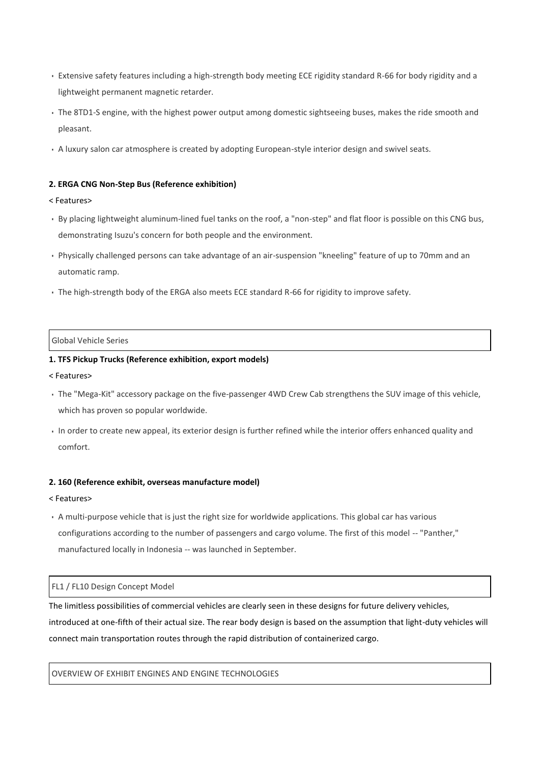- Extensive safety features including a high-strength body meeting ECE rigidity standard R-66 for body rigidity and a lightweight permanent magnetic retarder.
- The 8TD1-S engine, with the highest power output among domestic sightseeing buses, makes the ride smooth and pleasant.
- A luxury salon car atmosphere is created by adopting European-style interior design and swivel seats.

**2. ERGA CNG Non-Step Bus (Reference exhibition)**

< Features>

- By placing lightweight aluminum-lined fuel tanks on the roof, a "non-step" and flat floor is possible on this CNG bus, demonstrating Isuzu's concern for both people and the environment.
- Physically challenged persons can take advantage of an air-suspension "kneeling" feature of up to 70mm and an automatic ramp.
- The high-strength body of the ERGA also meets ECE standard R-66 for rigidity to improve safety.

## Global Vehicle Series

**1. TFS Pickup Trucks (Reference exhibition, export models)**

< Features>

- The "Mega-Kit" accessory package on the five-passenger 4WD Crew Cab strengthens the SUV image of this vehicle, which has proven so popular worldwide.
- In order to create new appeal, its exterior design is further refined while the interior offers enhanced quality and comfort.

**2. 160 (Reference exhibit, overseas manufacture model)**

< Features>

- A multi-purpose vehicle that is just the right size for worldwide applications. This global car has various configurations according to the number of passengers and cargo volume. The first of this model -- "Panther," manufactured locally in Indonesia -- was launched in September.

## FL1 / FL10 Design Concept Model

The limitless possibilities of commercial vehicles are clearly seen in these designs for future delivery vehicles, introduced at one-fifth of their actual size. The rear body design is based on the assumption that light-duty vehicles will connect main transportation routes through the rapid distribution of containerized cargo.

## OVERVIEW OF EXHIBIT ENGINES AND ENGINE TECHNOLOGIES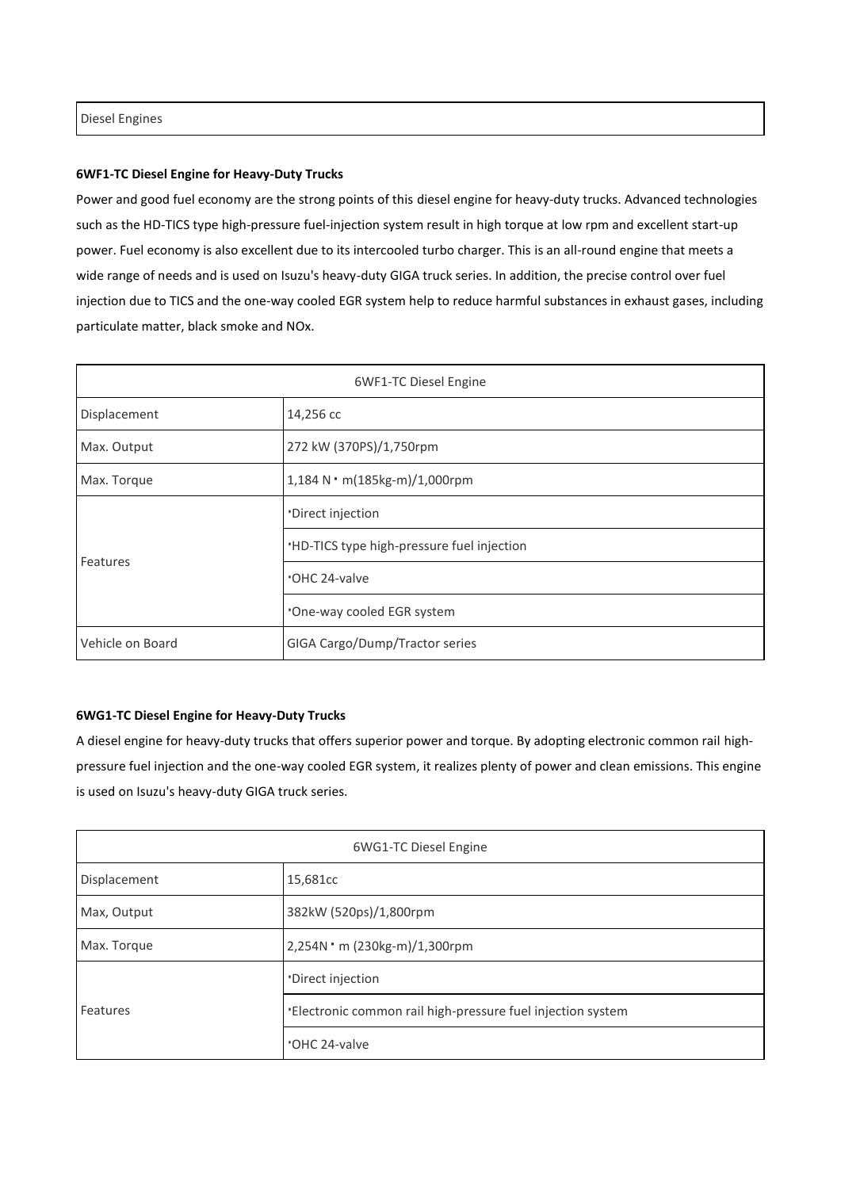| Diesel Engines |
|---|

**6WF1-TC Diesel Engine for Heavy-Duty Trucks**

Power and good fuel economy are the strong points of this diesel engine for heavy-duty trucks. Advanced technologies such as the HD-TICS type high-pressure fuel-injection system result in high torque at low rpm and excellent start-up power. Fuel economy is also excellent due to its intercooled turbo charger. This is an all-round engine that meets a wide range of needs and is used on Isuzu's heavy-duty GIGA truck series. In addition, the precise control over fuel injection due to TICS and the one-way cooled EGR system help to reduce harmful substances in exhaust gases, including particulate matter, black smoke and NOx.

| 6WF1-TC Diesel Engine | |
|---|---|
| Displacement | 14,256 cc |
| Max. Output | 272 kW (370PS)/1,750rpm |
| Max. Torque | 1,184 N・m(185kg-m)/1,000rpm |
| Features | ･Direct injection |
| | ･HD-TICS type high-pressure fuel injection |
| | ･OHC 24-valve |
| | ･One-way cooled EGR system |
| Vehicle on Board | GIGA Cargo/Dump/Tractor series |

**6WG1-TC Diesel Engine for Heavy-Duty Trucks**

A diesel engine for heavy-duty trucks that offers superior power and torque. By adopting electronic common rail high-pressure fuel injection and the one-way cooled EGR system, it realizes plenty of power and clean emissions. This engine is used on Isuzu's heavy-duty GIGA truck series.

| 6WG1-TC Diesel Engine | |
|---|---|
| Displacement | 15,681cc |
| Max, Output | 382kW (520ps)/1,800rpm |
| Max. Torque | 2,254N・m (230kg-m)/1,300rpm |
| Features | ･Direct injection |
| | ･Electronic common rail high-pressure fuel injection system |
| | ･OHC 24-valve |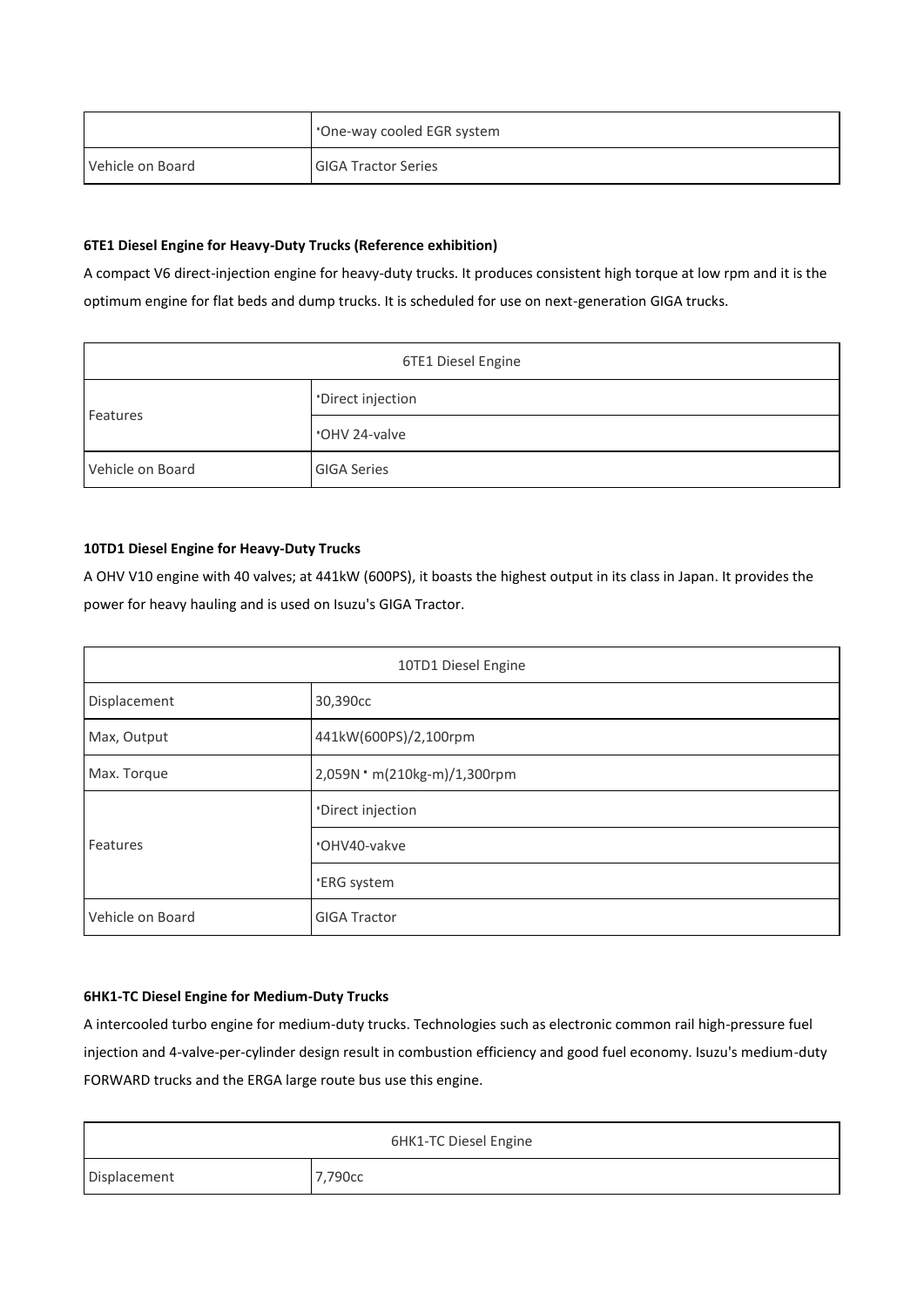| | ･One-way cooled EGR system |
|---|---|
| Vehicle on Board | GIGA Tractor Series |

**6TE1 Diesel Engine for Heavy-Duty Trucks (Reference exhibition)**

A compact V6 direct-injection engine for heavy-duty trucks. It produces consistent high torque at low rpm and it is the optimum engine for flat beds and dump trucks. It is scheduled for use on next-generation GIGA trucks.

| 6TE1 Diesel Engine | |
|---|---|
| Features | ･Direct injection |
| | ･OHV 24-valve |
| Vehicle on Board | GIGA Series |

**10TD1 Diesel Engine for Heavy-Duty Trucks**

A OHV V10 engine with 40 valves; at 441kW (600PS), it boasts the highest output in its class in Japan. It provides the power for heavy hauling and is used on Isuzu's GIGA Tractor.

| 10TD1 Diesel Engine | |
|---|---|
| Displacement | 30,390cc |
| Max, Output | 441kW(600PS)/2,100rpm |
| Max. Torque | 2,059N・m(210kg-m)/1,300rpm |
| Features | ･Direct injection |
| | ･OHV40-vakve |
| | ･ERG system |
| Vehicle on Board | GIGA Tractor |

**6HK1-TC Diesel Engine for Medium-Duty Trucks**

A intercooled turbo engine for medium-duty trucks. Technologies such as electronic common rail high-pressure fuel injection and 4-valve-per-cylinder design result in combustion efficiency and good fuel economy. Isuzu's medium-duty FORWARD trucks and the ERGA large route bus use this engine.

| 6HK1-TC Diesel Engine | |
|---|---|
| Displacement | 7,790cc |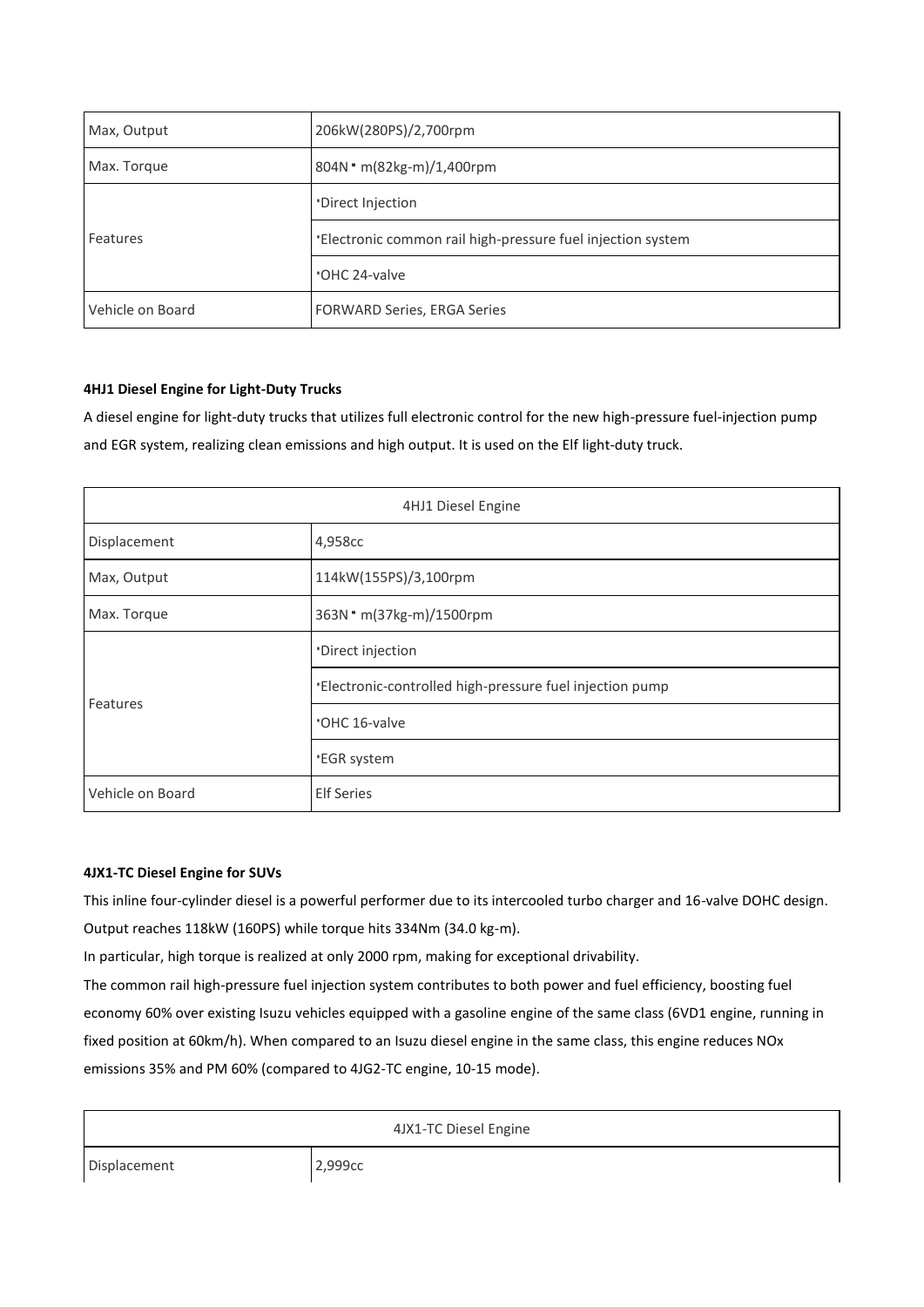| Max, Output | 206kW(280PS)/2,700rpm |
| --- | --- |
| Max. Torque | 804N・m(82kg-m)/1,400rpm |
| Features | ･Direct Injection |
| | ･Electronic common rail high-pressure fuel injection system |
| | ･OHC 24-valve |
| Vehicle on Board | FORWARD Series, ERGA Series |

**4HJ1 Diesel Engine for Light-Duty Trucks**

A diesel engine for light-duty trucks that utilizes full electronic control for the new high-pressure fuel-injection pump and EGR system, realizing clean emissions and high output. It is used on the Elf light-duty truck.

| 4HJ1 Diesel Engine | |
| --- | --- |
| Displacement | 4,958cc |
| Max, Output | 114kW(155PS)/3,100rpm |
| Max. Torque | 363N・m(37kg-m)/1500rpm |
| Features | ･Direct injection |
| | ･Electronic-controlled high-pressure fuel injection pump |
| | ･OHC 16-valve |
| | ･EGR system |
| Vehicle on Board | Elf Series |

**4JX1-TC Diesel Engine for SUVs**

This inline four-cylinder diesel is a powerful performer due to its intercooled turbo charger and 16-valve DOHC design. Output reaches 118kW (160PS) while torque hits 334Nm (34.0 kg-m).

In particular, high torque is realized at only 2000 rpm, making for exceptional drivability.

The common rail high-pressure fuel injection system contributes to both power and fuel efficiency, boosting fuel economy 60% over existing Isuzu vehicles equipped with a gasoline engine of the same class (6VD1 engine, running in fixed position at 60km/h). When compared to an Isuzu diesel engine in the same class, this engine reduces NOx emissions 35% and PM 60% (compared to 4JG2-TC engine, 10-15 mode).

| 4JX1-TC Diesel Engine | |
| --- | --- |
| Displacement | 2,999cc |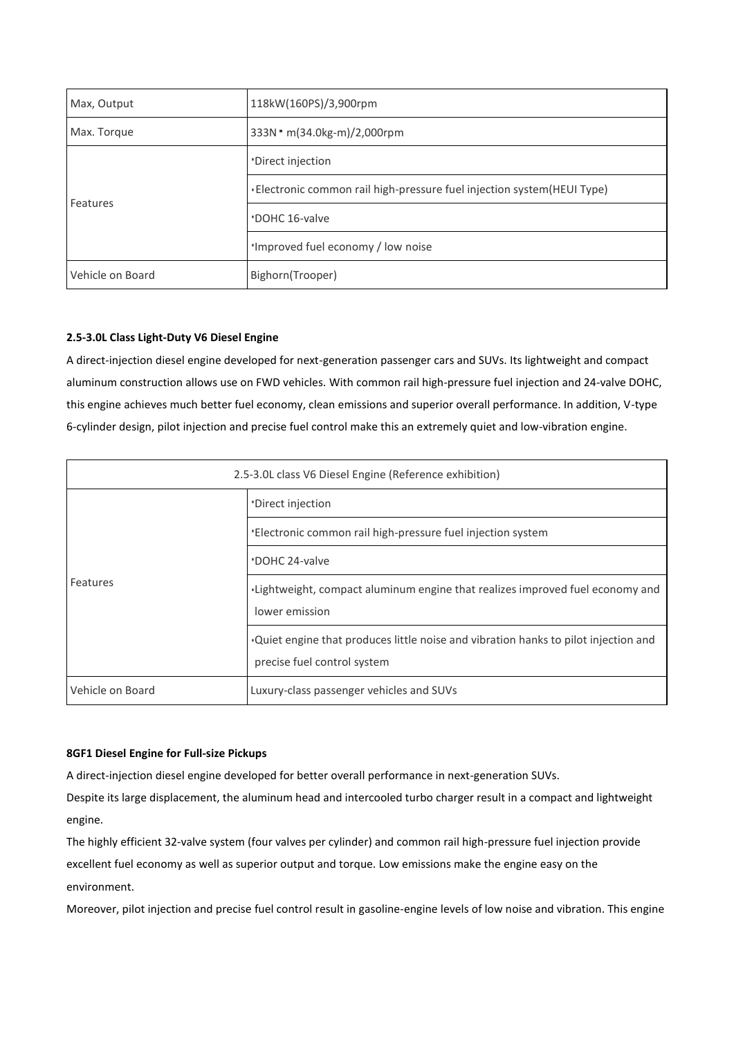| Max, Output | 118kW(160PS)/3,900rpm |
| --- | --- |
| Max. Torque | 333N・m(34.0kg-m)/2,000rpm |
| Features | ・Direct injection |
| | ・Electronic common rail high-pressure fuel injection system(HEUI Type) |
| | ・DOHC 16-valve |
| | ・Improved fuel economy / low noise |
| Vehicle on Board | Bighorn(Trooper) |

**2.5-3.0L Class Light-Duty V6 Diesel Engine**

A direct-injection diesel engine developed for next-generation passenger cars and SUVs. Its lightweight and compact aluminum construction allows use on FWD vehicles. With common rail high-pressure fuel injection and 24-valve DOHC, this engine achieves much better fuel economy, clean emissions and superior overall performance. In addition, V-type 6-cylinder design, pilot injection and precise fuel control make this an extremely quiet and low-vibration engine.

| 2.5-3.0L class V6 Diesel Engine (Reference exhibition) | |
| --- | --- |
| Features | ・Direct injection |
| | ・Electronic common rail high-pressure fuel injection system |
| | ・DOHC 24-valve |
| | ・Lightweight, compact aluminum engine that realizes improved fuel economy and lower emission |
| | ・Quiet engine that produces little noise and vibration hanks to pilot injection and precise fuel control system |
| Vehicle on Board | Luxury-class passenger vehicles and SUVs |

**8GF1 Diesel Engine for Full-size Pickups**

A direct-injection diesel engine developed for better overall performance in next-generation SUVs.

Despite its large displacement, the aluminum head and intercooled turbo charger result in a compact and lightweight engine.

The highly efficient 32-valve system (four valves per cylinder) and common rail high-pressure fuel injection provide excellent fuel economy as well as superior output and torque. Low emissions make the engine easy on the environment.

Moreover, pilot injection and precise fuel control result in gasoline-engine levels of low noise and vibration. This engine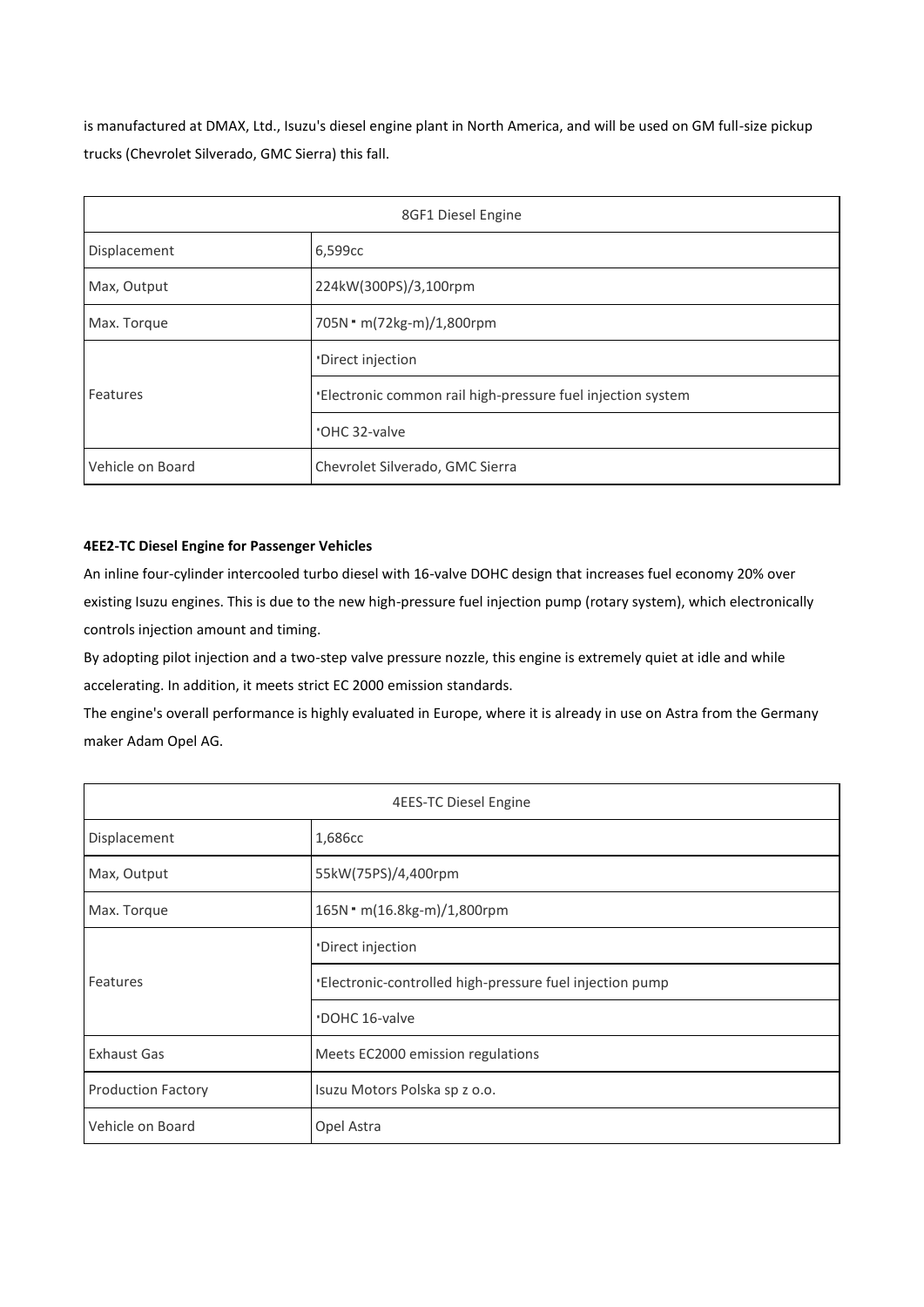is manufactured at DMAX, Ltd., Isuzu's diesel engine plant in North America, and will be used on GM full-size pickup trucks (Chevrolet Silverado, GMC Sierra) this fall.

| 8GF1 Diesel Engine | |
|---|---|
| Displacement | 6,599cc |
| Max, Output | 224kW(300PS)/3,100rpm |
| Max. Torque | 705N・m(72kg-m)/1,800rpm |
| Features | ･Direct injection |
| | ･Electronic common rail high-pressure fuel injection system |
| | ･OHC 32-valve |
| Vehicle on Board | Chevrolet Silverado, GMC Sierra |

**4EE2-TC Diesel Engine for Passenger Vehicles**

An inline four-cylinder intercooled turbo diesel with 16-valve DOHC design that increases fuel economy 20% over existing Isuzu engines. This is due to the new high-pressure fuel injection pump (rotary system), which electronically controls injection amount and timing.

By adopting pilot injection and a two-step valve pressure nozzle, this engine is extremely quiet at idle and while accelerating. In addition, it meets strict EC 2000 emission standards.

The engine's overall performance is highly evaluated in Europe, where it is already in use on Astra from the Germany maker Adam Opel AG.

| 4EES-TC Diesel Engine | |
|---|---|
| Displacement | 1,686cc |
| Max, Output | 55kW(75PS)/4,400rpm |
| Max. Torque | 165N・m(16.8kg-m)/1,800rpm |
| Features | ･Direct injection |
| | ･Electronic-controlled high-pressure fuel injection pump |
| | ･DOHC 16-valve |
| Exhaust Gas | Meets EC2000 emission regulations |
| Production Factory | Isuzu Motors Polska sp z o.o. |
| Vehicle on Board | Opel Astra |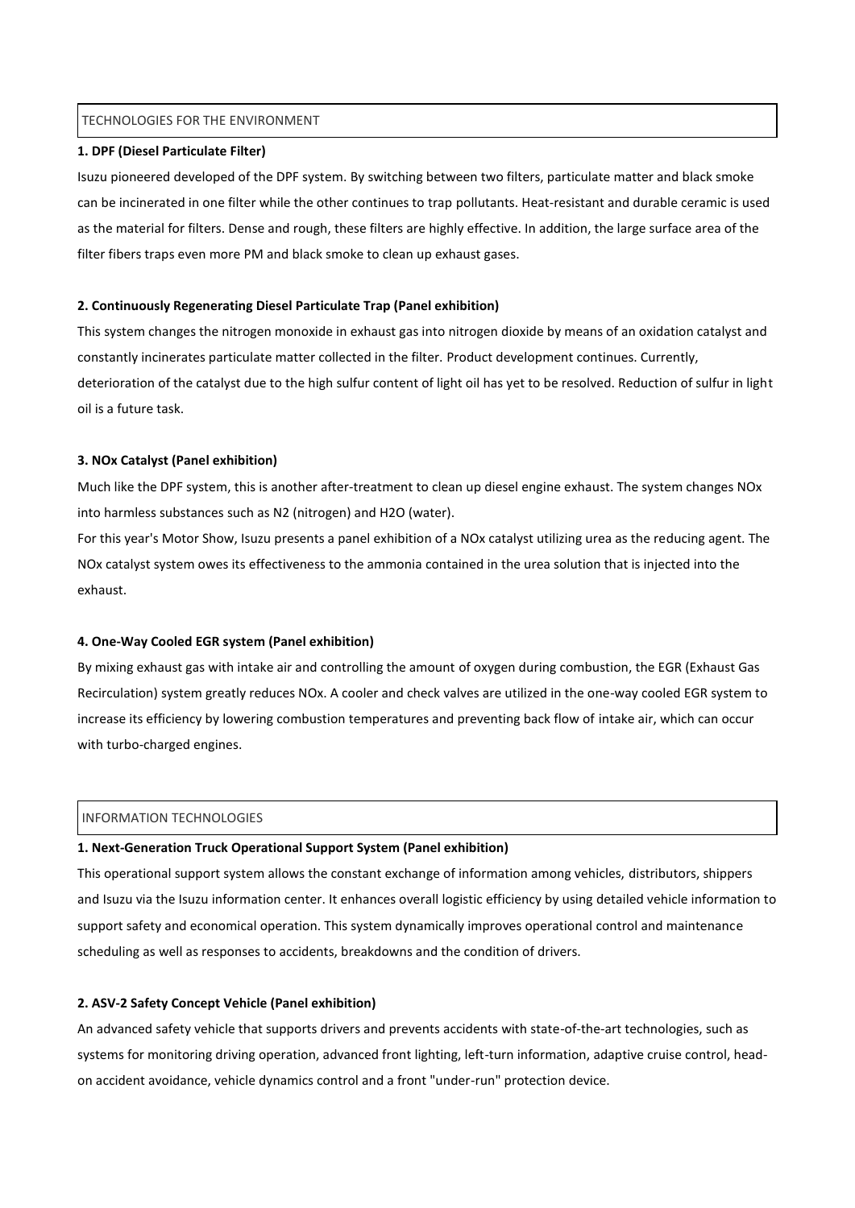## TECHNOLOGIES FOR THE ENVIRONMENT

### 1. DPF (Diesel Particulate Filter)

Isuzu pioneered developed of the DPF system. By switching between two filters, particulate matter and black smoke can be incinerated in one filter while the other continues to trap pollutants. Heat-resistant and durable ceramic is used as the material for filters. Dense and rough, these filters are highly effective. In addition, the large surface area of the filter fibers traps even more PM and black smoke to clean up exhaust gases.

### 2. Continuously Regenerating Diesel Particulate Trap (Panel exhibition)

This system changes the nitrogen monoxide in exhaust gas into nitrogen dioxide by means of an oxidation catalyst and constantly incinerates particulate matter collected in the filter. Product development continues. Currently, deterioration of the catalyst due to the high sulfur content of light oil has yet to be resolved. Reduction of sulfur in light oil is a future task.

### 3. NOx Catalyst (Panel exhibition)

Much like the DPF system, this is another after-treatment to clean up diesel engine exhaust. The system changes NOx into harmless substances such as $N_2$ (nitrogen) and $H_2O$ (water).

For this year's Motor Show, Isuzu presents a panel exhibition of a NOx catalyst utilizing urea as the reducing agent. The NOx catalyst system owes its effectiveness to the ammonia contained in the urea solution that is injected into the exhaust.

### 4. One-Way Cooled EGR system (Panel exhibition)

By mixing exhaust gas with intake air and controlling the amount of oxygen during combustion, the EGR (Exhaust Gas Recirculation) system greatly reduces NOx. A cooler and check valves are utilized in the one-way cooled EGR system to increase its efficiency by lowering combustion temperatures and preventing back flow of intake air, which can occur with turbo-charged engines.

## INFORMATION TECHNOLOGIES

### 1. Next-Generation Truck Operational Support System (Panel exhibition)

This operational support system allows the constant exchange of information among vehicles, distributors, shippers and Isuzu via the Isuzu information center. It enhances overall logistic efficiency by using detailed vehicle information to support safety and economical operation. This system dynamically improves operational control and maintenance scheduling as well as responses to accidents, breakdowns and the condition of drivers.

### 2. ASV-2 Safety Concept Vehicle (Panel exhibition)

An advanced safety vehicle that supports drivers and prevents accidents with state-of-the-art technologies, such as systems for monitoring driving operation, advanced front lighting, left-turn information, adaptive cruise control, head-on accident avoidance, vehicle dynamics control and a front "under-run" protection device.